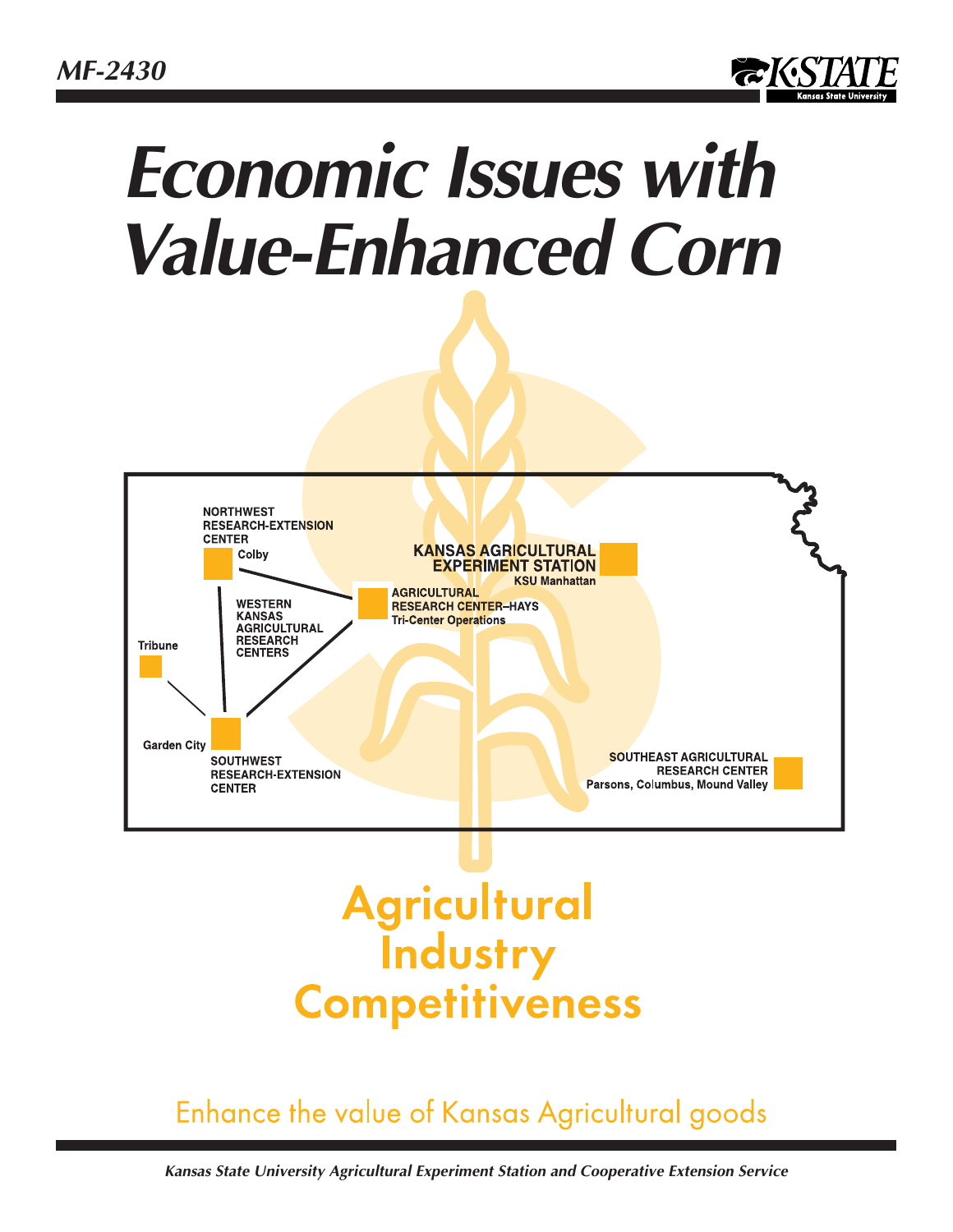MF-2430

# Economic Issues with Value-Enhanced Corn

NORTHWEST RESEARCH-EXTENSION CENTER
Colby

KANSAS AGRICULTURAL EXPERIMENT STATION
KSU Manhattan

AGRICULTURAL RESEARCH CENTER–HAYS
Tri-Center Operations

WESTERN KANSAS AGRICULTURAL RESEARCH CENTERS

Tribune

Garden City

SOUTHWEST RESEARCH-EXTENSION CENTER

SOUTHEAST AGRICULTURAL RESEARCH CENTER
Parsons, Columbus, Mound Valley

## Agricultural Industry Competitiveness

Enhance the value of Kansas Agricultural goods

*Kansas State University Agricultural Experiment Station and Cooperative Extension Service*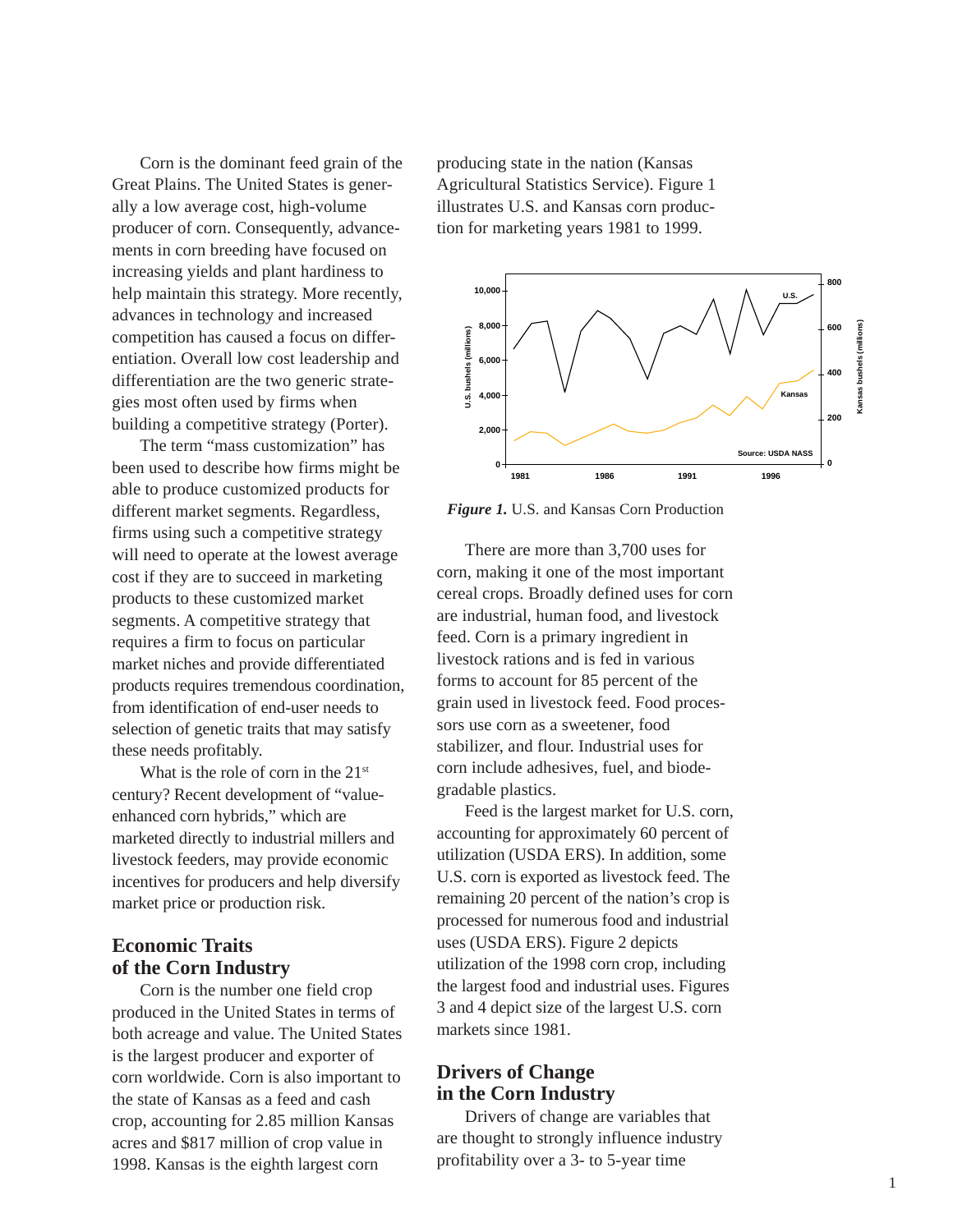Corn is the dominant feed grain of the Great Plains. The United States is generally a low average cost, high-volume producer of corn. Consequently, advancements in corn breeding have focused on increasing yields and plant hardiness to help maintain this strategy. More recently, advances in technology and increased competition has caused a focus on differentiation. Overall low cost leadership and differentiation are the two generic strategies most often used by firms when building a competitive strategy (Porter).

The term "mass customization" has been used to describe how firms might be able to produce customized products for different market segments. Regardless, firms using such a competitive strategy will need to operate at the lowest average cost if they are to succeed in marketing products to these customized market segments. A competitive strategy that requires a firm to focus on particular market niches and provide differentiated products requires tremendous coordination, from identification of end-user needs to selection of genetic traits that may satisfy these needs profitably.

What is the role of corn in the 21st century? Recent development of "value-enhanced corn hybrids," which are marketed directly to industrial millers and livestock feeders, may provide economic incentives for producers and help diversify market price or production risk.

## Economic Traits of the Corn Industry

Corn is the number one field crop produced in the United States in terms of both acreage and value. The United States is the largest producer and exporter of corn worldwide. Corn is also important to the state of Kansas as a feed and cash crop, accounting for 2.85 million Kansas acres and $817 million of crop value in 1998. Kansas is the eighth largest corn producing state in the nation (Kansas Agricultural Statistics Service). Figure 1 illustrates U.S. and Kansas corn production for marketing years 1981 to 1999.

***Figure 1.*** U.S. and Kansas Corn Production

There are more than 3,700 uses for corn, making it one of the most important cereal crops. Broadly defined uses for corn are industrial, human food, and livestock feed. Corn is a primary ingredient in livestock rations and is fed in various forms to account for 85 percent of the grain used in livestock feed. Food processors use corn as a sweetener, food stabilizer, and flour. Industrial uses for corn include adhesives, fuel, and biodegradable plastics.

Feed is the largest market for U.S. corn, accounting for approximately 60 percent of utilization (USDA ERS). In addition, some U.S. corn is exported as livestock feed. The remaining 20 percent of the nation's crop is processed for numerous food and industrial uses (USDA ERS). Figure 2 depicts utilization of the 1998 corn crop, including the largest food and industrial uses. Figures 3 and 4 depict size of the largest U.S. corn markets since 1981.

## Drivers of Change in the Corn Industry

Drivers of change are variables that are thought to strongly influence industry profitability over a 3- to 5-year time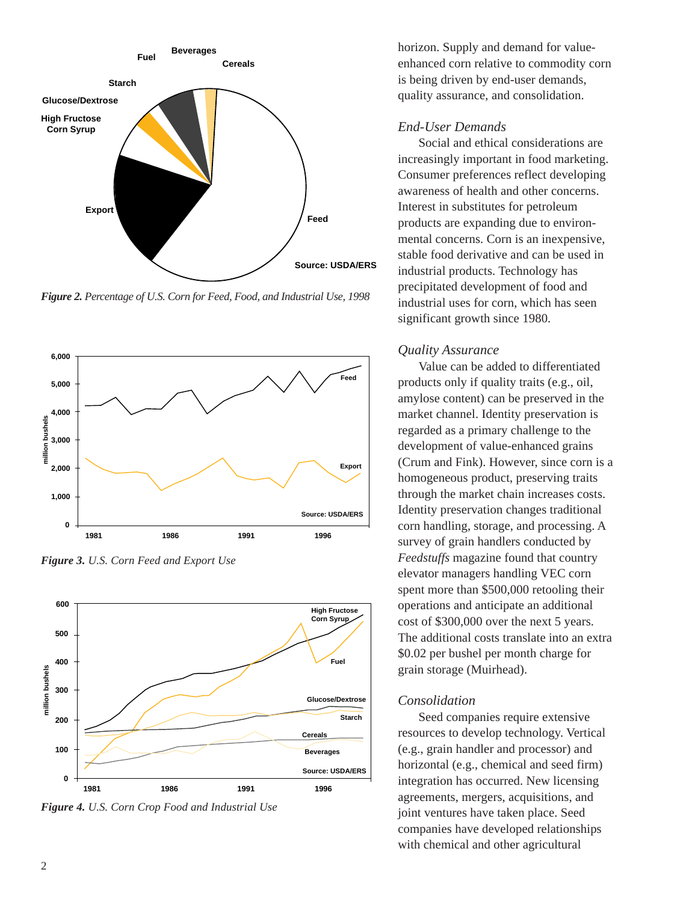*Figure 2. Percentage of U.S. Corn for Feed, Food, and Industrial Use, 1998*

*Figure 3. U.S. Corn Feed and Export Use*

*Figure 4. U.S. Corn Crop Food and Industrial Use*

horizon. Supply and demand for value-enhanced corn relative to commodity corn is being driven by end-user demands, quality assurance, and consolidation.

### *End-User Demands*

Social and ethical considerations are increasingly important in food marketing. Consumer preferences reflect developing awareness of health and other concerns. Interest in substitutes for petroleum products are expanding due to environmental concerns. Corn is an inexpensive, stable food derivative and can be used in industrial products. Technology has precipitated development of food and industrial uses for corn, which has seen significant growth since 1980.

### *Quality Assurance*

Value can be added to differentiated products only if quality traits (e.g., oil, amylose content) can be preserved in the market channel. Identity preservation is regarded as a primary challenge to the development of value-enhanced grains (Crum and Fink). However, since corn is a homogeneous product, preserving traits through the market chain increases costs. Identity preservation changes traditional corn handling, storage, and processing. A survey of grain handlers conducted by *Feedstuffs* magazine found that country elevator managers handling VEC corn spent more than $500,000 retooling their operations and anticipate an additional cost of $300,000 over the next 5 years. The additional costs translate into an extra $0.02 per bushel per month charge for grain storage (Muirhead).

### *Consolidation*

Seed companies require extensive resources to develop technology. Vertical (e.g., grain handler and processor) and horizontal (e.g., chemical and seed firm) integration has occurred. New licensing agreements, mergers, acquisitions, and joint ventures have taken place. Seed companies have developed relationships with chemical and other agricultural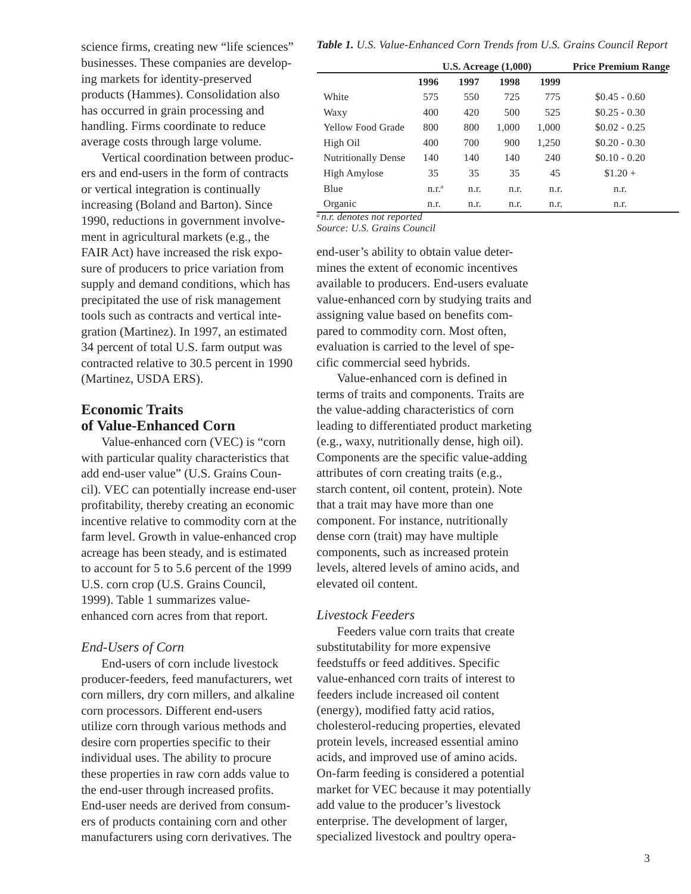science firms, creating new "life sciences" businesses. These companies are developing markets for identity-preserved products (Hammes). Consolidation also has occurred in grain processing and handling. Firms coordinate to reduce average costs through large volume.

Vertical coordination between producers and end-users in the form of contracts or vertical integration is continually increasing (Boland and Barton). Since 1990, reductions in government involvement in agricultural markets (e.g., the FAIR Act) have increased the risk exposure of producers to price variation from supply and demand conditions, which has precipitated the use of risk management tools such as contracts and vertical integration (Martinez). In 1997, an estimated 34 percent of total U.S. farm output was contracted relative to 30.5 percent in 1990 (Martinez, USDA ERS).

## Economic Traits of Value-Enhanced Corn

Value-enhanced corn (VEC) is "corn with particular quality characteristics that add end-user value" (U.S. Grains Council). VEC can potentially increase end-user profitability, thereby creating an economic incentive relative to commodity corn at the farm level. Growth in value-enhanced crop acreage has been steady, and is estimated to account for 5 to 5.6 percent of the 1999 U.S. corn crop (U.S. Grains Council, 1999). Table 1 summarizes value-enhanced corn acres from that report.

*Table 1. U.S. Value-Enhanced Corn Trends from U.S. Grains Council Report*

| | U.S. Acreage (1,000) | | | | Price Premium Range |
|---|---|---|---|---|---|
| | 1996 | 1997 | 1998 | 1999 | |
| White | 575 | 550 | 725 | 775 | $0.45 - 0.60 |
| Waxy | 400 | 420 | 500 | 525 | $0.25 - 0.30 |
| Yellow Food Grade | 800 | 800 | 1,000 | 1,000 | $0.02 - 0.25 |
| High Oil | 400 | 700 | 900 | 1,250 | $0.20 - 0.30 |
| Nutritionally Dense | 140 | 140 | 140 | 240 | $0.10 - 0.20 |
| High Amylose | 35 | 35 | 35 | 45 | $1.20 + |
| Blue | n.r.[a] | n.r. | n.r. | n.r. | n.r. |
| Organic | n.r. | n.r. | n.r. | n.r. | n.r. |

[a] *n.r. denotes not reported*
*Source: U.S. Grains Council*

### End-Users of Corn

End-users of corn include livestock producer-feeders, feed manufacturers, wet corn millers, dry corn millers, and alkaline corn processors. Different end-users utilize corn through various methods and desire corn properties specific to their individual uses. The ability to procure these properties in raw corn adds value to the end-user through increased profits. End-user needs are derived from consumers of products containing corn and other manufacturers using corn derivatives. The end-user's ability to obtain value determines the extent of economic incentives available to producers. End-users evaluate value-enhanced corn by studying traits and assigning value based on benefits compared to commodity corn. Most often, evaluation is carried to the level of specific commercial seed hybrids.

Value-enhanced corn is defined in terms of traits and components. Traits are the value-adding characteristics of corn leading to differentiated product marketing (e.g., waxy, nutritionally dense, high oil). Components are the specific value-adding attributes of corn creating traits (e.g., starch content, oil content, protein). Note that a trait may have more than one component. For instance, nutritionally dense corn (trait) may have multiple components, such as increased protein levels, altered levels of amino acids, and elevated oil content.

### Livestock Feeders

Feeders value corn traits that create substitutability for more expensive feedstuffs or feed additives. Specific value-enhanced corn traits of interest to feeders include increased oil content (energy), modified fatty acid ratios, cholesterol-reducing properties, elevated protein levels, increased essential amino acids, and improved use of amino acids. On-farm feeding is considered a potential market for VEC because it may potentially add value to the producer's livestock enterprise. The development of larger, specialized livestock and poultry opera-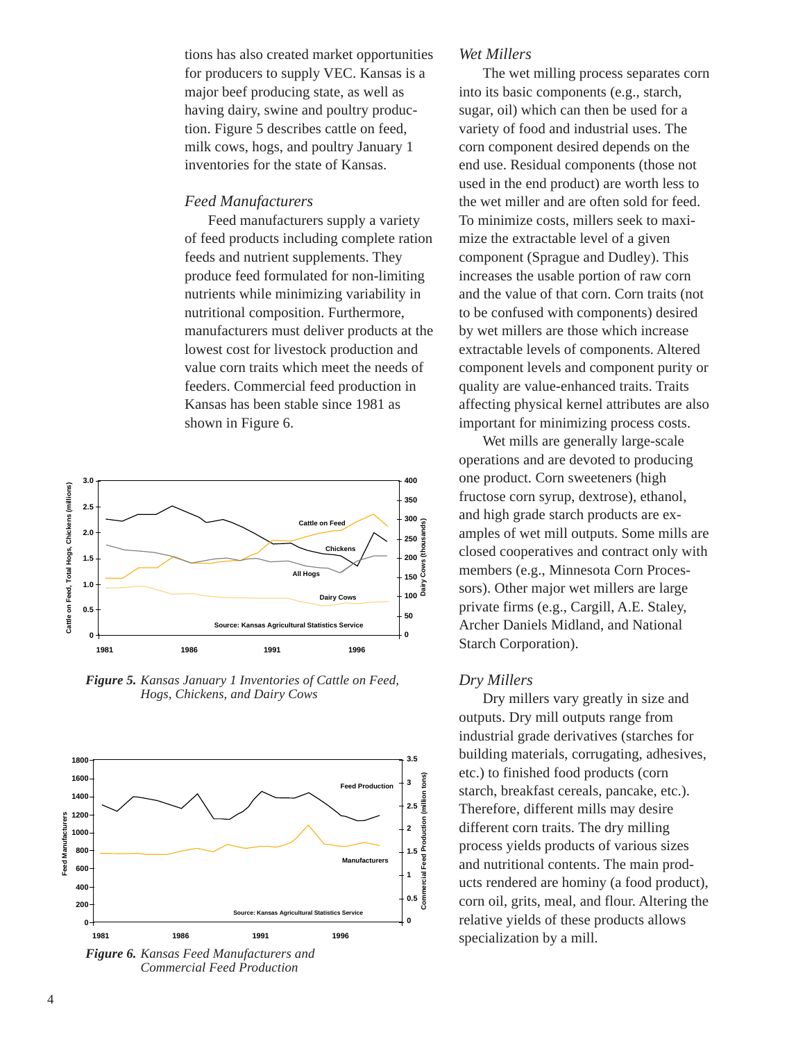tions has also created market opportunities for producers to supply VEC. Kansas is a major beef producing state, as well as having dairy, swine and poultry production. Figure 5 describes cattle on feed, milk cows, hogs, and poultry January 1 inventories for the state of Kansas.

### *Feed Manufacturers*

Feed manufacturers supply a variety of feed products including complete ration feeds and nutrient supplements. They produce feed formulated for non-limiting nutrients while minimizing variability in nutritional composition. Furthermore, manufacturers must deliver products at the lowest cost for livestock production and value corn traits which meet the needs of feeders. Commercial feed production in Kansas has been stable since 1981 as shown in Figure 6.

***Figure 5.*** *Kansas January 1 Inventories of Cattle on Feed, Hogs, Chickens, and Dairy Cows*

***Figure 6.*** *Kansas Feed Manufacturers and Commercial Feed Production*

### *Wet Millers*

The wet milling process separates corn into its basic components (e.g., starch, sugar, oil) which can then be used for a variety of food and industrial uses. The corn component desired depends on the end use. Residual components (those not used in the end product) are worth less to the wet miller and are often sold for feed. To minimize costs, millers seek to maximize the extractable level of a given component (Sprague and Dudley). This increases the usable portion of raw corn and the value of that corn. Corn traits (not to be confused with components) desired by wet millers are those which increase extractable levels of components. Altered component levels and component purity or quality are value-enhanced traits. Traits affecting physical kernel attributes are also important for minimizing process costs.

Wet mills are generally large-scale operations and are devoted to producing one product. Corn sweeteners (high fructose corn syrup, dextrose), ethanol, and high grade starch products are examples of wet mill outputs. Some mills are closed cooperatives and contract only with members (e.g., Minnesota Corn Processors). Other major wet millers are large private firms (e.g., Cargill, A.E. Staley, Archer Daniels Midland, and National Starch Corporation).

### *Dry Millers*

Dry millers vary greatly in size and outputs. Dry mill outputs range from industrial grade derivatives (starches for building materials, corrugating, adhesives, etc.) to finished food products (corn starch, breakfast cereals, pancake, etc.). Therefore, different mills may desire different corn traits. The dry milling process yields products of various sizes and nutritional contents. The main products rendered are hominy (a food product), corn oil, grits, meal, and flour. Altering the relative yields of these products allows specialization by a mill.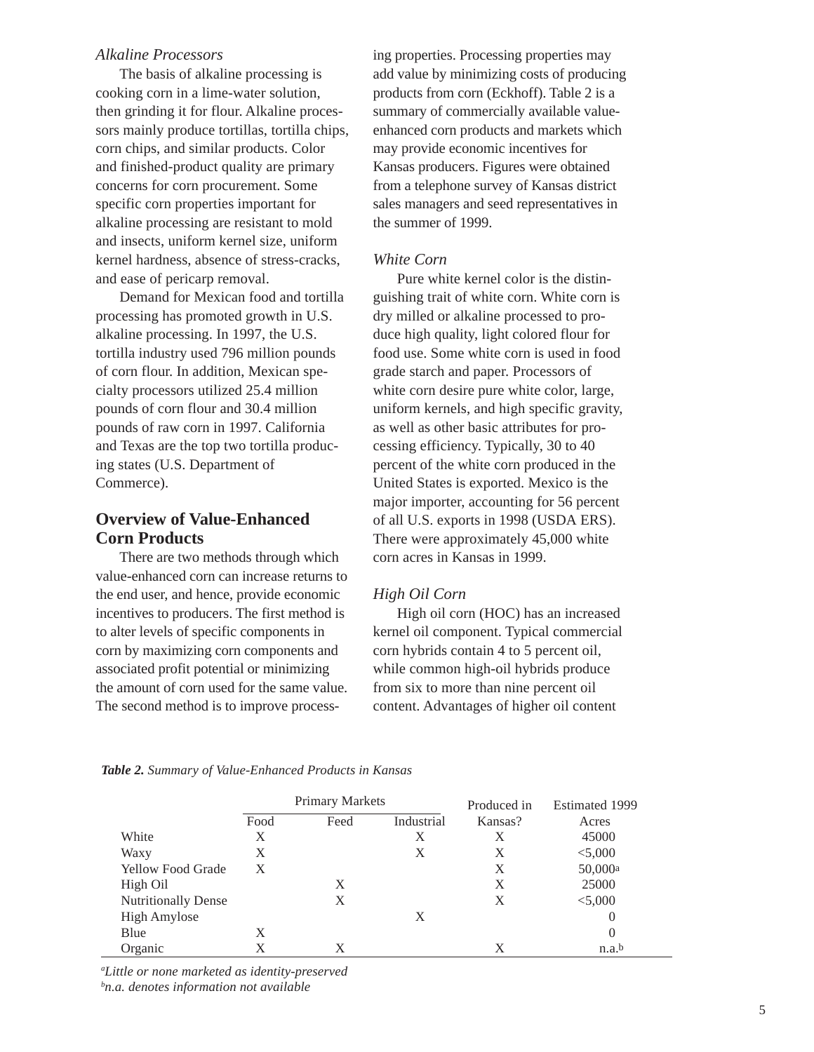*Alkaline Processors*

The basis of alkaline processing is cooking corn in a lime-water solution, then grinding it for flour. Alkaline processors mainly produce tortillas, tortilla chips, corn chips, and similar products. Color and finished-product quality are primary concerns for corn procurement. Some specific corn properties important for alkaline processing are resistant to mold and insects, uniform kernel size, uniform kernel hardness, absence of stress-cracks, and ease of pericarp removal.

Demand for Mexican food and tortilla processing has promoted growth in U.S. alkaline processing. In 1997, the U.S. tortilla industry used 796 million pounds of corn flour. In addition, Mexican specialty processors utilized 25.4 million pounds of corn flour and 30.4 million pounds of raw corn in 1997. California and Texas are the top two tortilla producing states (U.S. Department of Commerce).

## Overview of Value-Enhanced Corn Products

There are two methods through which value-enhanced corn can increase returns to the end user, and hence, provide economic incentives to producers. The first method is to alter levels of specific components in corn by maximizing corn components and associated profit potential or minimizing the amount of corn used for the same value. The second method is to improve processing properties. Processing properties may add value by minimizing costs of producing products from corn (Eckhoff). Table 2 is a summary of commercially available value-enhanced corn products and markets which may provide economic incentives for Kansas producers. Figures were obtained from a telephone survey of Kansas district sales managers and seed representatives in the summer of 1999.

*White Corn*

Pure white kernel color is the distinguishing trait of white corn. White corn is dry milled or alkaline processed to produce high quality, light colored flour for food use. Some white corn is used in food grade starch and paper. Processors of white corn desire pure white color, large, uniform kernels, and high specific gravity, as well as other basic attributes for processing efficiency. Typically, 30 to 40 percent of the white corn produced in the United States is exported. Mexico is the major importer, accounting for 56 percent of all U.S. exports in 1998 (USDA ERS). There were approximately 45,000 white corn acres in Kansas in 1999.

*High Oil Corn*

High oil corn (HOC) has an increased kernel oil component. Typical commercial corn hybrids contain 4 to 5 percent oil, while common high-oil hybrids produce from six to more than nine percent oil content. Advantages of higher oil content

***Table 2.*** *Summary of Value-Enhanced Products in Kansas*

| | Primary Markets | | | Produced in | Estimated 1999 |
|---|---|---|---|---|---|
| | Food | Feed | Industrial | Kansas? | Acres |
| White | X | | X | X | 45000 |
| Waxy | X | | X | X | <5,000 |
| Yellow Food Grade | X | | | X | 50,000[a] |
| High Oil | | X | | X | 25000 |
| Nutritionally Dense | | X | | X | <5,000 |
| High Amylose | | | X | | 0 |
| Blue | X | | | | 0 |
| Organic | X | X | | X | n.a.[b] |

*[a]Little or none marketed as identity-preserved*
*[b]n.a. denotes information not available*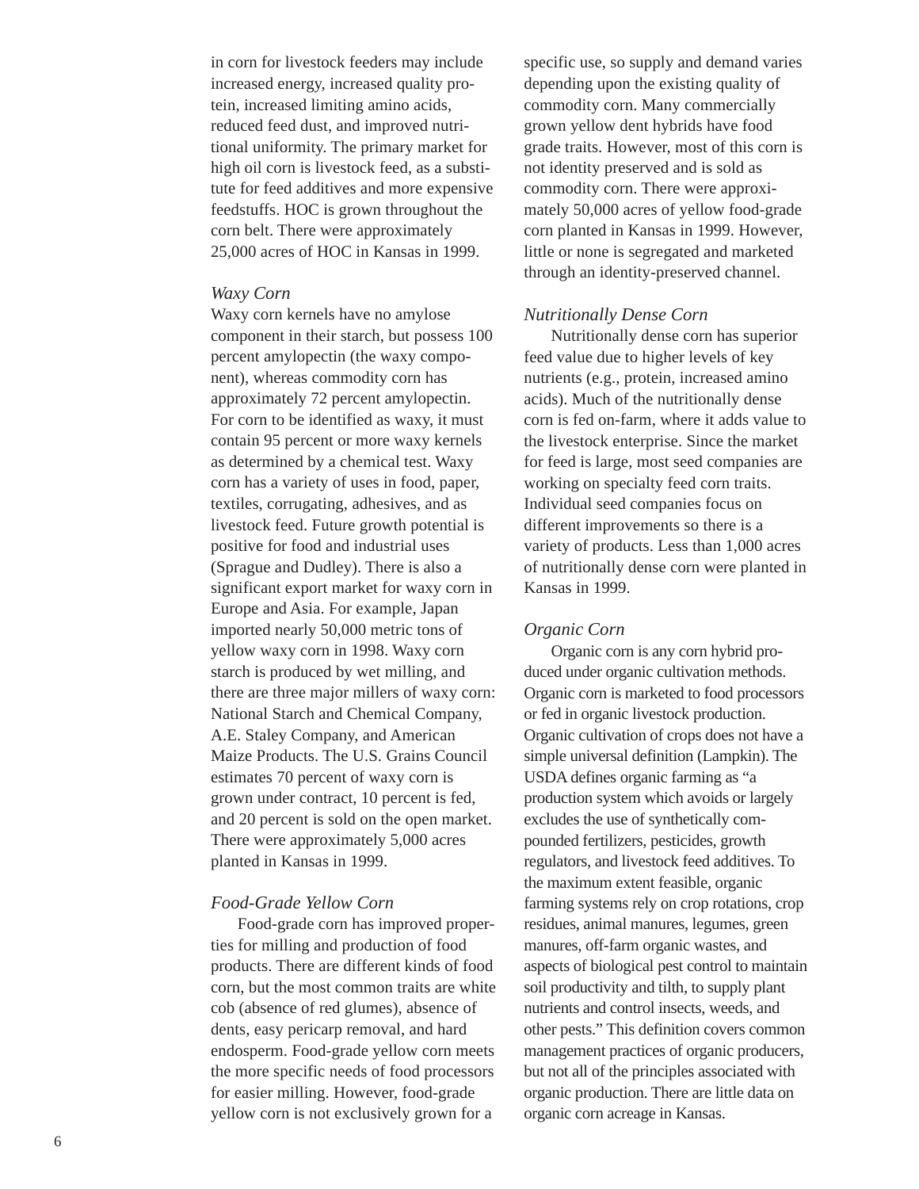in corn for livestock feeders may include increased energy, increased quality protein, increased limiting amino acids, reduced feed dust, and improved nutritional uniformity. The primary market for high oil corn is livestock feed, as a substitute for feed additives and more expensive feedstuffs. HOC is grown throughout the corn belt. There were approximately 25,000 acres of HOC in Kansas in 1999.

*Waxy Corn*

Waxy corn kernels have no amylose component in their starch, but possess 100 percent amylopectin (the waxy component), whereas commodity corn has approximately 72 percent amylopectin. For corn to be identified as waxy, it must contain 95 percent or more waxy kernels as determined by a chemical test. Waxy corn has a variety of uses in food, paper, textiles, corrugating, adhesives, and as livestock feed. Future growth potential is positive for food and industrial uses (Sprague and Dudley). There is also a significant export market for waxy corn in Europe and Asia. For example, Japan imported nearly 50,000 metric tons of yellow waxy corn in 1998. Waxy corn starch is produced by wet milling, and there are three major millers of waxy corn: National Starch and Chemical Company, A.E. Staley Company, and American Maize Products. The U.S. Grains Council estimates 70 percent of waxy corn is grown under contract, 10 percent is fed, and 20 percent is sold on the open market. There were approximately 5,000 acres planted in Kansas in 1999.

*Food-Grade Yellow Corn*

Food-grade corn has improved properties for milling and production of food products. There are different kinds of food corn, but the most common traits are white cob (absence of red glumes), absence of dents, easy pericarp removal, and hard endosperm. Food-grade yellow corn meets the more specific needs of food processors for easier milling. However, food-grade yellow corn is not exclusively grown for a specific use, so supply and demand varies depending upon the existing quality of commodity corn. Many commercially grown yellow dent hybrids have food grade traits. However, most of this corn is not identity preserved and is sold as commodity corn. There were approximately 50,000 acres of yellow food-grade corn planted in Kansas in 1999. However, little or none is segregated and marketed through an identity-preserved channel.

*Nutritionally Dense Corn*

Nutritionally dense corn has superior feed value due to higher levels of key nutrients (e.g., protein, increased amino acids). Much of the nutritionally dense corn is fed on-farm, where it adds value to the livestock enterprise. Since the market for feed is large, most seed companies are working on specialty feed corn traits. Individual seed companies focus on different improvements so there is a variety of products. Less than 1,000 acres of nutritionally dense corn were planted in Kansas in 1999.

*Organic Corn*

Organic corn is any corn hybrid produced under organic cultivation methods. Organic corn is marketed to food processors or fed in organic livestock production. Organic cultivation of crops does not have a simple universal definition (Lampkin). The USDA defines organic farming as "a production system which avoids or largely excludes the use of synthetically compounded fertilizers, pesticides, growth regulators, and livestock feed additives. To the maximum extent feasible, organic farming systems rely on crop rotations, crop residues, animal manures, legumes, green manures, off-farm organic wastes, and aspects of biological pest control to maintain soil productivity and tilth, to supply plant nutrients and control insects, weeds, and other pests." This definition covers common management practices of organic producers, but not all of the principles associated with organic production. There are little data on organic corn acreage in Kansas.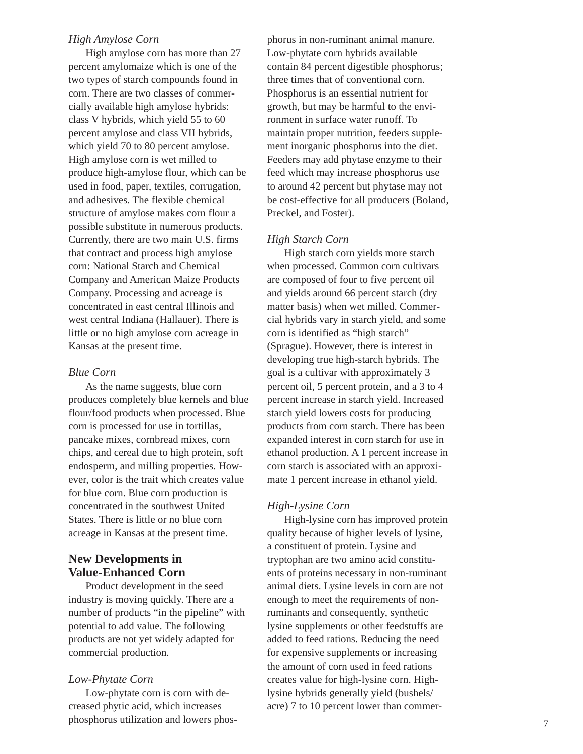*High Amylose Corn*

High amylose corn has more than 27 percent amylomaize which is one of the two types of starch compounds found in corn. There are two classes of commercially available high amylose hybrids: class V hybrids, which yield 55 to 60 percent amylose and class VII hybrids, which yield 70 to 80 percent amylose. High amylose corn is wet milled to produce high-amylose flour, which can be used in food, paper, textiles, corrugation, and adhesives. The flexible chemical structure of amylose makes corn flour a possible substitute in numerous products. Currently, there are two main U.S. firms that contract and process high amylose corn: National Starch and Chemical Company and American Maize Products Company. Processing and acreage is concentrated in east central Illinois and west central Indiana (Hallauer). There is little or no high amylose corn acreage in Kansas at the present time.

*Blue Corn*

As the name suggests, blue corn produces completely blue kernels and blue flour/food products when processed. Blue corn is processed for use in tortillas, pancake mixes, cornbread mixes, corn chips, and cereal due to high protein, soft endosperm, and milling properties. However, color is the trait which creates value for blue corn. Blue corn production is concentrated in the southwest United States. There is little or no blue corn acreage in Kansas at the present time.

## New Developments in Value-Enhanced Corn

Product development in the seed industry is moving quickly. There are a number of products "in the pipeline" with potential to add value. The following products are not yet widely adapted for commercial production.

*Low-Phytate Corn*

Low-phytate corn is corn with decreased phytic acid, which increases phosphorus utilization and lowers phosphorus in non-ruminant animal manure. Low-phytate corn hybrids available contain 84 percent digestible phosphorus; three times that of conventional corn. Phosphorus is an essential nutrient for growth, but may be harmful to the environment in surface water runoff. To maintain proper nutrition, feeders supplement inorganic phosphorus into the diet. Feeders may add phytase enzyme to their feed which may increase phosphorus use to around 42 percent but phytase may not be cost-effective for all producers (Boland, Preckel, and Foster).

*High Starch Corn*

High starch corn yields more starch when processed. Common corn cultivars are composed of four to five percent oil and yields around 66 percent starch (dry matter basis) when wet milled. Commercial hybrids vary in starch yield, and some corn is identified as "high starch" (Sprague). However, there is interest in developing true high-starch hybrids. The goal is a cultivar with approximately 3 percent oil, 5 percent protein, and a 3 to 4 percent increase in starch yield. Increased starch yield lowers costs for producing products from corn starch. There has been expanded interest in corn starch for use in ethanol production. A 1 percent increase in corn starch is associated with an approximate 1 percent increase in ethanol yield.

*High-Lysine Corn*

High-lysine corn has improved protein quality because of higher levels of lysine, a constituent of protein. Lysine and tryptophan are two amino acid constituents of proteins necessary in non-ruminant animal diets. Lysine levels in corn are not enough to meet the requirements of non-ruminants and consequently, synthetic lysine supplements or other feedstuffs are added to feed rations. Reducing the need for expensive supplements or increasing the amount of corn used in feed rations creates value for high-lysine corn. High-lysine hybrids generally yield (bushels/acre) 7 to 10 percent lower than commer-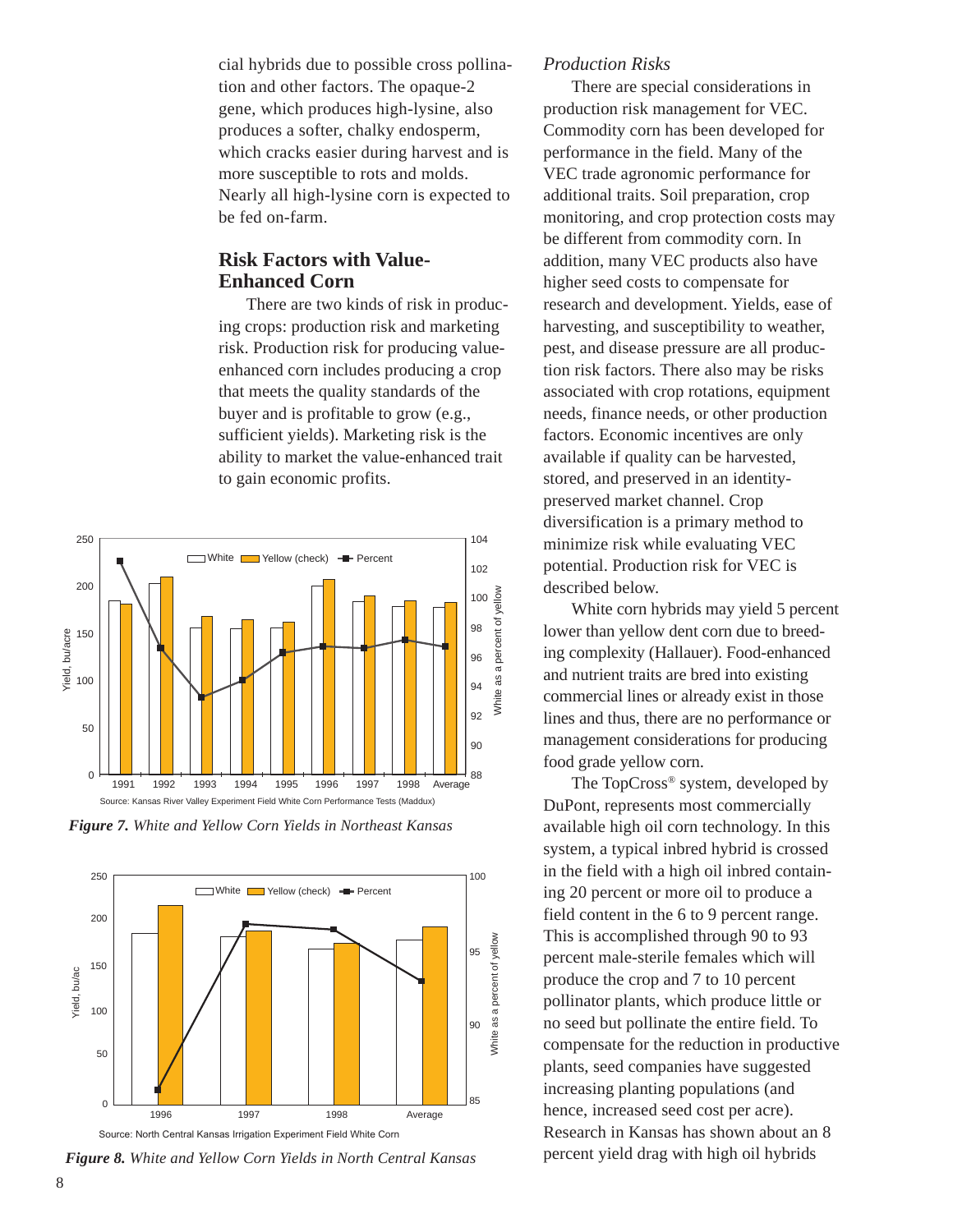cial hybrids due to possible cross pollination and other factors. The opaque-2 gene, which produces high-lysine, also produces a softer, chalky endosperm, which cracks easier during harvest and is more susceptible to rots and molds. Nearly all high-lysine corn is expected to be fed on-farm.

## Risk Factors with Value-Enhanced Corn

There are two kinds of risk in producing crops: production risk and marketing risk. Production risk for producing value-enhanced corn includes producing a crop that meets the quality standards of the buyer and is profitable to grow (e.g., sufficient yields). Marketing risk is the ability to market the value-enhanced trait to gain economic profits.

Source: Kansas River Valley Experiment Field White Corn Performance Tests (Maddux)

***Figure 7.*** *White and Yellow Corn Yields in Northeast Kansas*

Source: North Central Kansas Irrigation Experiment Field White Corn

***Figure 8.*** *White and Yellow Corn Yields in North Central Kansas*

### *Production Risks*

There are special considerations in production risk management for VEC. Commodity corn has been developed for performance in the field. Many of the VEC trade agronomic performance for additional traits. Soil preparation, crop monitoring, and crop protection costs may be different from commodity corn. In addition, many VEC products also have higher seed costs to compensate for research and development. Yields, ease of harvesting, and susceptibility to weather, pest, and disease pressure are all production risk factors. There also may be risks associated with crop rotations, equipment needs, finance needs, or other production factors. Economic incentives are only available if quality can be harvested, stored, and preserved in an identity-preserved market channel. Crop diversification is a primary method to minimize risk while evaluating VEC potential. Production risk for VEC is described below.

White corn hybrids may yield 5 percent lower than yellow dent corn due to breeding complexity (Hallauer). Food-enhanced and nutrient traits are bred into existing commercial lines or already exist in those lines and thus, there are no performance or management considerations for producing food grade yellow corn.

The TopCross® system, developed by DuPont, represents most commercially available high oil corn technology. In this system, a typical inbred hybrid is crossed in the field with a high oil inbred containing 20 percent or more oil to produce a field content in the 6 to 9 percent range. This is accomplished through 90 to 93 percent male-sterile females which will produce the crop and 7 to 10 percent pollinator plants, which produce little or no seed but pollinate the entire field. To compensate for the reduction in productive plants, seed companies have suggested increasing planting populations (and hence, increased seed cost per acre). Research in Kansas has shown about an 8 percent yield drag with high oil hybrids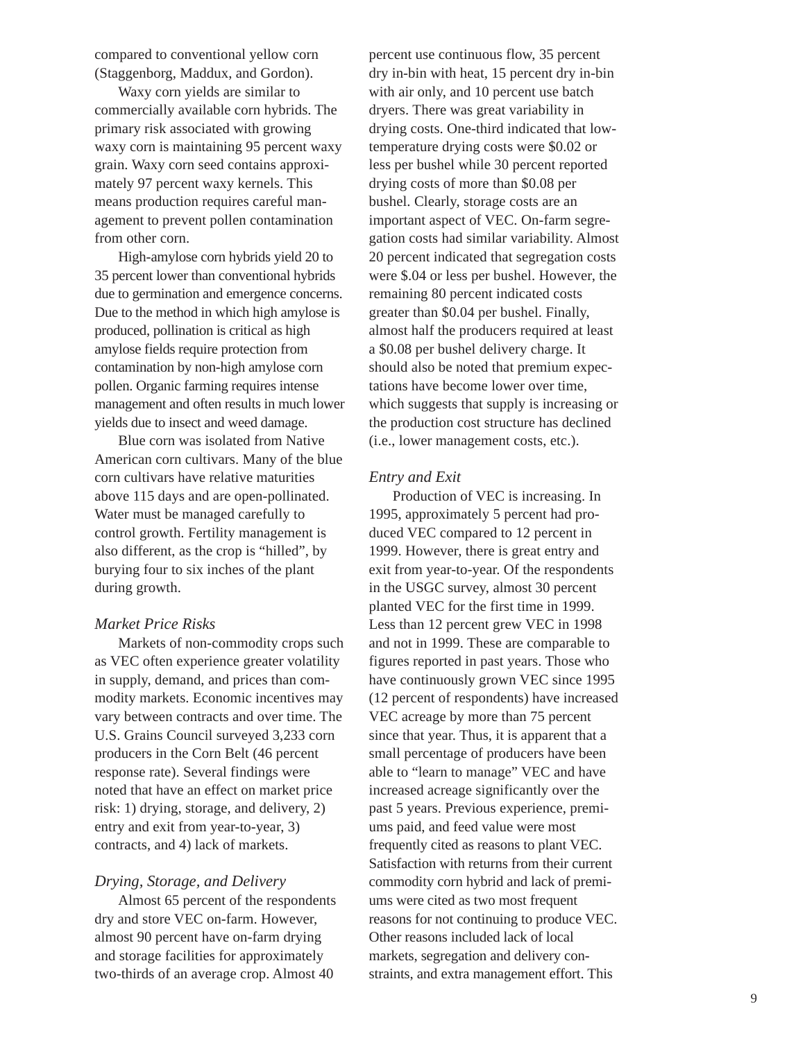compared to conventional yellow corn (Staggenborg, Maddux, and Gordon).

Waxy corn yields are similar to commercially available corn hybrids. The primary risk associated with growing waxy corn is maintaining 95 percent waxy grain. Waxy corn seed contains approximately 97 percent waxy kernels. This means production requires careful management to prevent pollen contamination from other corn.

High-amylose corn hybrids yield 20 to 35 percent lower than conventional hybrids due to germination and emergence concerns. Due to the method in which high amylose is produced, pollination is critical as high amylose fields require protection from contamination by non-high amylose corn pollen. Organic farming requires intense management and often results in much lower yields due to insect and weed damage.

Blue corn was isolated from Native American corn cultivars. Many of the blue corn cultivars have relative maturities above 115 days and are open-pollinated. Water must be managed carefully to control growth. Fertility management is also different, as the crop is "hilled", by burying four to six inches of the plant during growth.

### *Market Price Risks*

Markets of non-commodity crops such as VEC often experience greater volatility in supply, demand, and prices than commodity markets. Economic incentives may vary between contracts and over time. The U.S. Grains Council surveyed 3,233 corn producers in the Corn Belt (46 percent response rate). Several findings were noted that have an effect on market price risk: 1) drying, storage, and delivery, 2) entry and exit from year-to-year, 3) contracts, and 4) lack of markets.

### *Drying, Storage, and Delivery*

Almost 65 percent of the respondents dry and store VEC on-farm. However, almost 90 percent have on-farm drying and storage facilities for approximately two-thirds of an average crop. Almost 40 percent use continuous flow, 35 percent dry in-bin with heat, 15 percent dry in-bin with air only, and 10 percent use batch dryers. There was great variability in drying costs. One-third indicated that low-temperature drying costs were $0.02 or less per bushel while 30 percent reported drying costs of more than $0.08 per bushel. Clearly, storage costs are an important aspect of VEC. On-farm segregation costs had similar variability. Almost 20 percent indicated that segregation costs were $.04 or less per bushel. However, the remaining 80 percent indicated costs greater than $0.04 per bushel. Finally, almost half the producers required at least a $0.08 per bushel delivery charge. It should also be noted that premium expectations have become lower over time, which suggests that supply is increasing or the production cost structure has declined (i.e., lower management costs, etc.).

### *Entry and Exit*

Production of VEC is increasing. In 1995, approximately 5 percent had produced VEC compared to 12 percent in 1999. However, there is great entry and exit from year-to-year. Of the respondents in the USGC survey, almost 30 percent planted VEC for the first time in 1999. Less than 12 percent grew VEC in 1998 and not in 1999. These are comparable to figures reported in past years. Those who have continuously grown VEC since 1995 (12 percent of respondents) have increased VEC acreage by more than 75 percent since that year. Thus, it is apparent that a small percentage of producers have been able to "learn to manage" VEC and have increased acreage significantly over the past 5 years. Previous experience, premiums paid, and feed value were most frequently cited as reasons to plant VEC. Satisfaction with returns from their current commodity corn hybrid and lack of premiums were cited as two most frequent reasons for not continuing to produce VEC. Other reasons included lack of local markets, segregation and delivery constraints, and extra management effort. This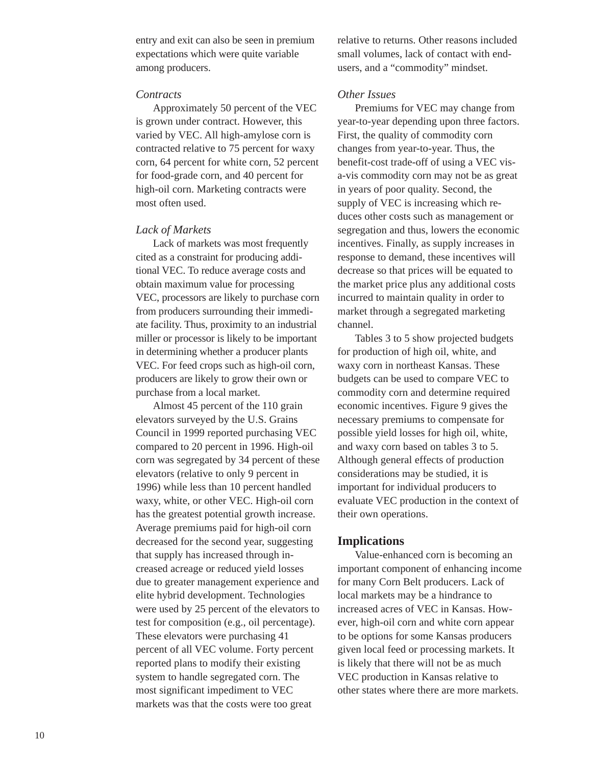entry and exit can also be seen in premium expectations which were quite variable among producers.

### *Contracts*

Approximately 50 percent of the VEC is grown under contract. However, this varied by VEC. All high-amylose corn is contracted relative to 75 percent for waxy corn, 64 percent for white corn, 52 percent for food-grade corn, and 40 percent for high-oil corn. Marketing contracts were most often used.

### *Lack of Markets*

Lack of markets was most frequently cited as a constraint for producing additional VEC. To reduce average costs and obtain maximum value for processing VEC, processors are likely to purchase corn from producers surrounding their immediate facility. Thus, proximity to an industrial miller or processor is likely to be important in determining whether a producer plants VEC. For feed crops such as high-oil corn, producers are likely to grow their own or purchase from a local market.

Almost 45 percent of the 110 grain elevators surveyed by the U.S. Grains Council in 1999 reported purchasing VEC compared to 20 percent in 1996. High-oil corn was segregated by 34 percent of these elevators (relative to only 9 percent in 1996) while less than 10 percent handled waxy, white, or other VEC. High-oil corn has the greatest potential growth increase. Average premiums paid for high-oil corn decreased for the second year, suggesting that supply has increased through increased acreage or reduced yield losses due to greater management experience and elite hybrid development. Technologies were used by 25 percent of the elevators to test for composition (e.g., oil percentage). These elevators were purchasing 41 percent of all VEC volume. Forty percent reported plans to modify their existing system to handle segregated corn. The most significant impediment to VEC markets was that the costs were too great relative to returns. Other reasons included small volumes, lack of contact with end-users, and a "commodity" mindset.

### *Other Issues*

Premiums for VEC may change from year-to-year depending upon three factors. First, the quality of commodity corn changes from year-to-year. Thus, the benefit-cost trade-off of using a VEC vis-a-vis commodity corn may not be as great in years of poor quality. Second, the supply of VEC is increasing which reduces other costs such as management or segregation and thus, lowers the economic incentives. Finally, as supply increases in response to demand, these incentives will decrease so that prices will be equated to the market price plus any additional costs incurred to maintain quality in order to market through a segregated marketing channel.

Tables 3 to 5 show projected budgets for production of high oil, white, and waxy corn in northeast Kansas. These budgets can be used to compare VEC to commodity corn and determine required economic incentives. Figure 9 gives the necessary premiums to compensate for possible yield losses for high oil, white, and waxy corn based on tables 3 to 5. Although general effects of production considerations may be studied, it is important for individual producers to evaluate VEC production in the context of their own operations.

## Implications

Value-enhanced corn is becoming an important component of enhancing income for many Corn Belt producers. Lack of local markets may be a hindrance to increased acres of VEC in Kansas. However, high-oil corn and white corn appear to be options for some Kansas producers given local feed or processing markets. It is likely that there will not be as much VEC production in Kansas relative to other states where there are more markets.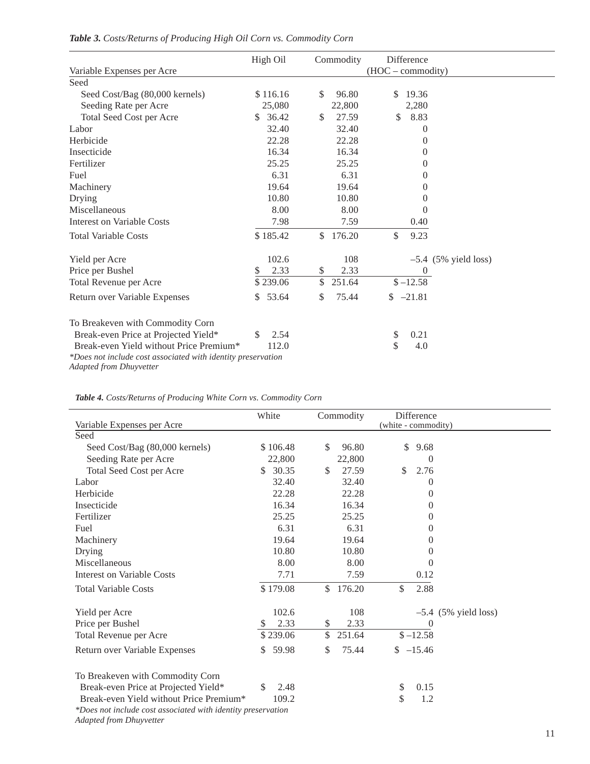*Table 3. Costs/Returns of Producing High Oil Corn vs. Commodity Corn*

| Variable Expenses per Acre | High Oil | Commodity | Difference (HOC – commodity) |
|---|---|---|---|
| Seed | | | |
| Seed Cost/Bag (80,000 kernels) | $ 116.16 | $ 96.80 | $ 19.36 |
| Seeding Rate per Acre | 25,080 | 22,800 | 2,280 |
| Total Seed Cost per Acre | $ 36.42 | $ 27.59 | $ 8.83 |
| Labor | 32.40 | 32.40 | 0 |
| Herbicide | 22.28 | 22.28 | 0 |
| Insecticide | 16.34 | 16.34 | 0 |
| Fertilizer | 25.25 | 25.25 | 0 |
| Fuel | 6.31 | 6.31 | 0 |
| Machinery | 19.64 | 19.64 | 0 |
| Drying | 10.80 | 10.80 | 0 |
| Miscellaneous | 8.00 | 8.00 | 0 |
| Interest on Variable Costs | 7.98 | 7.59 | 0.40 |
| Total Variable Costs | $ 185.42 | $ 176.20 | $ 9.23 |
| Yield per Acre | 102.6 | 108 | –5.4 (5% yield loss) |
| Price per Bushel | $ 2.33 | $ 2.33 | 0 |
| Total Revenue per Acre | $ 239.06 | $ 251.64 | $ –12.58 |
| Return over Variable Expenses | $ 53.64 | $ 75.44 | $ –21.81 |
| To Breakeven with Commodity Corn | | | |
| Break-even Price at Projected Yield* | $ 2.54 | | $ 0.21 |
| Break-even Yield without Price Premium* | 112.0 | | $ 4.0 |

*\*Does not include cost associated with identity preservation*
*Adapted from Dhuyvetter*

*Table 4. Costs/Returns of Producing White Corn vs. Commodity Corn*

| Variable Expenses per Acre | White | Commodity | Difference (white - commodity) |
|---|---|---|---|
| Seed | | | |
| Seed Cost/Bag (80,000 kernels) | $ 106.48 | $ 96.80 | $ 9.68 |
| Seeding Rate per Acre | 22,800 | 22,800 | 0 |
| Total Seed Cost per Acre | $ 30.35 | $ 27.59 | $ 2.76 |
| Labor | 32.40 | 32.40 | 0 |
| Herbicide | 22.28 | 22.28 | 0 |
| Insecticide | 16.34 | 16.34 | 0 |
| Fertilizer | 25.25 | 25.25 | 0 |
| Fuel | 6.31 | 6.31 | 0 |
| Machinery | 19.64 | 19.64 | 0 |
| Drying | 10.80 | 10.80 | 0 |
| Miscellaneous | 8.00 | 8.00 | 0 |
| Interest on Variable Costs | 7.71 | 7.59 | 0.12 |
| Total Variable Costs | $ 179.08 | $ 176.20 | $ 2.88 |
| Yield per Acre | 102.6 | 108 | –5.4 (5% yield loss) |
| Price per Bushel | $ 2.33 | $ 2.33 | 0 |
| Total Revenue per Acre | $ 239.06 | $ 251.64 | $ –12.58 |
| Return over Variable Expenses | $ 59.98 | $ 75.44 | $ –15.46 |
| To Breakeven with Commodity Corn | | | |
| Break-even Price at Projected Yield* | $ 2.48 | | $ 0.15 |
| Break-even Yield without Price Premium* | 109.2 | | $ 1.2 |

*\*Does not include cost associated with identity preservation*
*Adapted from Dhuyvetter*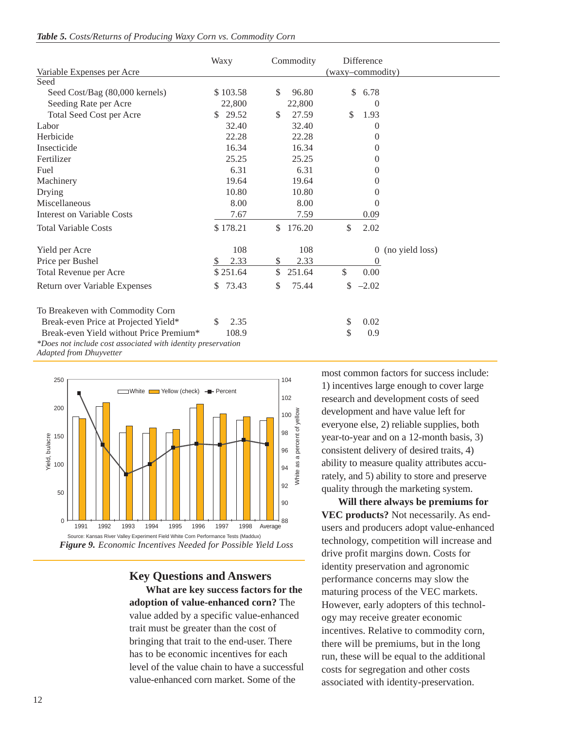***Table 5.*** *Costs/Returns of Producing Waxy Corn vs. Commodity Corn*

| Variable Expenses per Acre | Waxy | Commodity | Difference (waxy–commodity) |
|---|---|---|---|
| Seed | | | |
| Seed Cost/Bag (80,000 kernels) | $ 103.58 | $ 96.80 | $ 6.78 |
| Seeding Rate per Acre | 22,800 | 22,800 | 0 |
| Total Seed Cost per Acre | $ 29.52 | $ 27.59 | $ 1.93 |
| Labor | 32.40 | 32.40 | 0 |
| Herbicide | 22.28 | 22.28 | 0 |
| Insecticide | 16.34 | 16.34 | 0 |
| Fertilizer | 25.25 | 25.25 | 0 |
| Fuel | 6.31 | 6.31 | 0 |
| Machinery | 19.64 | 19.64 | 0 |
| Drying | 10.80 | 10.80 | 0 |
| Miscellaneous | 8.00 | 8.00 | 0 |
| Interest on Variable Costs | 7.67 | 7.59 | 0.09 |
| Total Variable Costs | $ 178.21 | $ 176.20 | $ 2.02 |
| Yield per Acre | 108 | 108 | 0 (no yield loss) |
| Price per Bushel | $ 2.33 | $ 2.33 | 0 |
| Total Revenue per Acre | $ 251.64 | $ 251.64 | $ 0.00 |
| Return over Variable Expenses | $ 73.43 | $ 75.44 | $ –2.02 |
| To Breakeven with Commodity Corn | | | |
| Break-even Price at Projected Yield* | $ 2.35 | | $ 0.02 |
| Break-even Yield without Price Premium* | 108.9 | | $ 0.9 |

*\*Does not include cost associated with identity preservation*
*Adapted from Dhuyvetter*

Source: Kansas River Valley Experiment Field White Corn Performance Tests (Maddux)

***Figure 9.*** *Economic Incentives Needed for Possible Yield Loss*

## Key Questions and Answers

**What are key success factors for the adoption of value-enhanced corn?** The value added by a specific value-enhanced trait must be greater than the cost of bringing that trait to the end-user. There has to be economic incentives for each level of the value chain to have a successful value-enhanced corn market. Some of the most common factors for success include: 1) incentives large enough to cover large research and development costs of seed development and have value left for everyone else, 2) reliable supplies, both year-to-year and on a 12-month basis, 3) consistent delivery of desired traits, 4) ability to measure quality attributes accurately, and 5) ability to store and preserve quality through the marketing system.

**Will there always be premiums for VEC products?** Not necessarily. As end-users and producers adopt value-enhanced technology, competition will increase and drive profit margins down. Costs for identity preservation and agronomic performance concerns may slow the maturing process of the VEC markets. However, early adopters of this technology may receive greater economic incentives. Relative to commodity corn, there will be premiums, but in the long run, these will be equal to the additional costs for segregation and other costs associated with identity-preservation.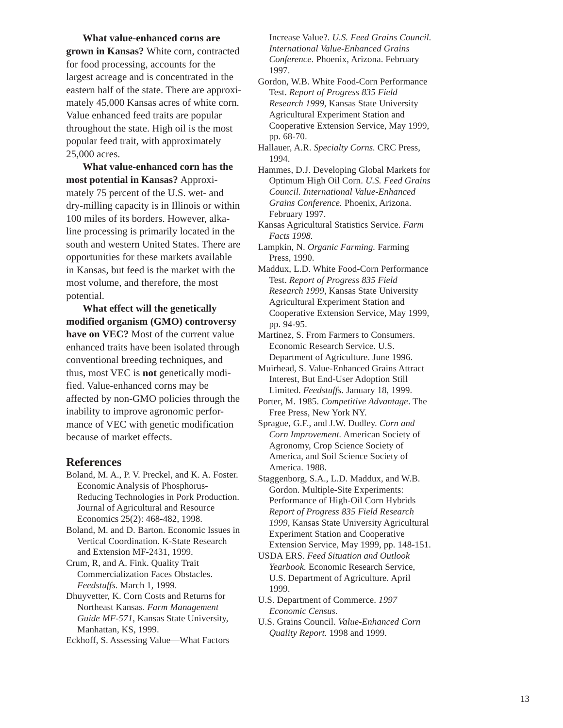**What value-enhanced corns are grown in Kansas?** White corn, contracted for food processing, accounts for the largest acreage and is concentrated in the eastern half of the state. There are approximately 45,000 Kansas acres of white corn. Value enhanced feed traits are popular throughout the state. High oil is the most popular feed trait, with approximately 25,000 acres.

**What value-enhanced corn has the most potential in Kansas?** Approximately 75 percent of the U.S. wet- and dry-milling capacity is in Illinois or within 100 miles of its borders. However, alkaline processing is primarily located in the south and western United States. There are opportunities for these markets available in Kansas, but feed is the market with the most volume, and therefore, the most potential.

**What effect will the genetically modified organism (GMO) controversy have on VEC?** Most of the current value enhanced traits have been isolated through conventional breeding techniques, and thus, most VEC is **not** genetically modified. Value-enhanced corns may be affected by non-GMO policies through the inability to improve agronomic performance of VEC with genetic modification because of market effects.

## References

Boland, M. A., P. V. Preckel, and K. A. Foster. Economic Analysis of Phosphorus-Reducing Technologies in Pork Production. Journal of Agricultural and Resource Economics 25(2): 468-482, 1998.

Boland, M. and D. Barton. Economic Issues in Vertical Coordination. K-State Research and Extension MF-2431, 1999.

Crum, R, and A. Fink. Quality Trait Commercialization Faces Obstacles. *Feedstuffs.* March 1, 1999.

Dhuyvetter, K. Corn Costs and Returns for Northeast Kansas. *Farm Management Guide MF-571,* Kansas State University, Manhattan, KS, 1999.

Eckhoff, S. Assessing Value—What Factors Increase Value?. *U.S. Feed Grains Council. International Value-Enhanced Grains Conference.* Phoenix, Arizona. February 1997.

Gordon, W.B. White Food-Corn Performance Test. *Report of Progress 835 Field Research 1999*, Kansas State University Agricultural Experiment Station and Cooperative Extension Service, May 1999, pp. 68-70.

Hallauer, A.R. *Specialty Corns.* CRC Press, 1994.

Hammes, D.J. Developing Global Markets for Optimum High Oil Corn. *U.S. Feed Grains Council. International Value-Enhanced Grains Conference.* Phoenix, Arizona. February 1997.

Kansas Agricultural Statistics Service. *Farm Facts 1998.*

Lampkin, N. *Organic Farming.* Farming Press, 1990.

Maddux, L.D. White Food-Corn Performance Test. *Report of Progress 835 Field Research 1999*, Kansas State University Agricultural Experiment Station and Cooperative Extension Service, May 1999, pp. 94-95.

Martinez, S. From Farmers to Consumers. Economic Research Service. U.S. Department of Agriculture. June 1996.

Muirhead, S. Value-Enhanced Grains Attract Interest, But End-User Adoption Still Limited. *Feedstuffs.* January 18, 1999.

Porter, M. 1985. *Competitive Advantage*. The Free Press, New York NY.

Sprague, G.F., and J.W. Dudley. *Corn and Corn Improvement.* American Society of Agronomy, Crop Science Society of America, and Soil Science Society of America. 1988.

Staggenborg, S.A., L.D. Maddux, and W.B. Gordon. Multiple-Site Experiments: Performance of High-Oil Corn Hybrids *Report of Progress 835 Field Research 1999*, Kansas State University Agricultural Experiment Station and Cooperative Extension Service, May 1999, pp. 148-151.

USDA ERS. *Feed Situation and Outlook Yearbook.* Economic Research Service, U.S. Department of Agriculture. April 1999.

U.S. Department of Commerce. *1997 Economic Census.*

U.S. Grains Council. *Value-Enhanced Corn Quality Report.* 1998 and 1999.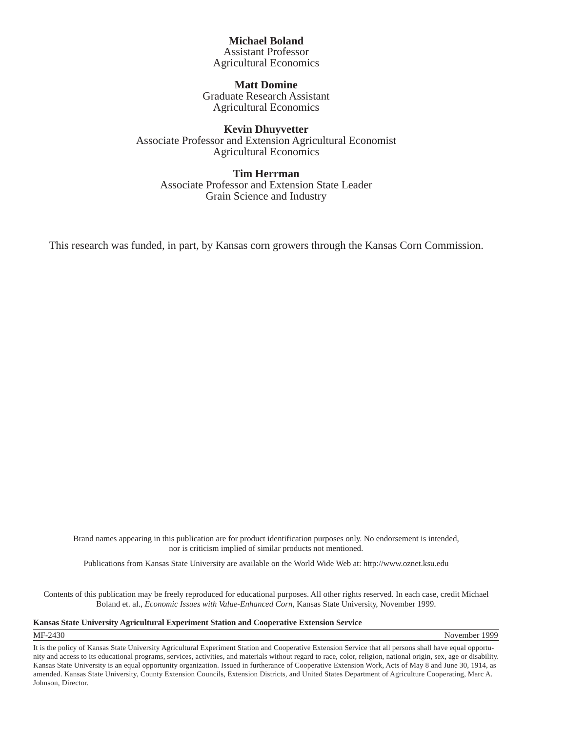**Michael Boland**
Assistant Professor
Agricultural Economics

**Matt Domine**
Graduate Research Assistant
Agricultural Economics

**Kevin Dhuyvetter**
Associate Professor and Extension Agricultural Economist
Agricultural Economics

**Tim Herrman**
Associate Professor and Extension State Leader
Grain Science and Industry

This research was funded, in part, by Kansas corn growers through the Kansas Corn Commission.

Brand names appearing in this publication are for product identification purposes only. No endorsement is intended, nor is criticism implied of similar products not mentioned.

Publications from Kansas State University are available on the World Wide Web at: http://www.oznet.ksu.edu

Contents of this publication may be freely reproduced for educational purposes. All other rights reserved. In each case, credit Michael Boland et. al., *Economic Issues with Value-Enhanced Corn,* Kansas State University, November 1999.

**Kansas State University Agricultural Experiment Station and Cooperative Extension Service**

MF-2430 November 1999

It is the policy of Kansas State University Agricultural Experiment Station and Cooperative Extension Service that all persons shall have equal opportunity and access to its educational programs, services, activities, and materials without regard to race, color, religion, national origin, sex, age or disability. Kansas State University is an equal opportunity organization. Issued in furtherance of Cooperative Extension Work, Acts of May 8 and June 30, 1914, as amended. Kansas State University, County Extension Councils, Extension Districts, and United States Department of Agriculture Cooperating, Marc A. Johnson, Director.